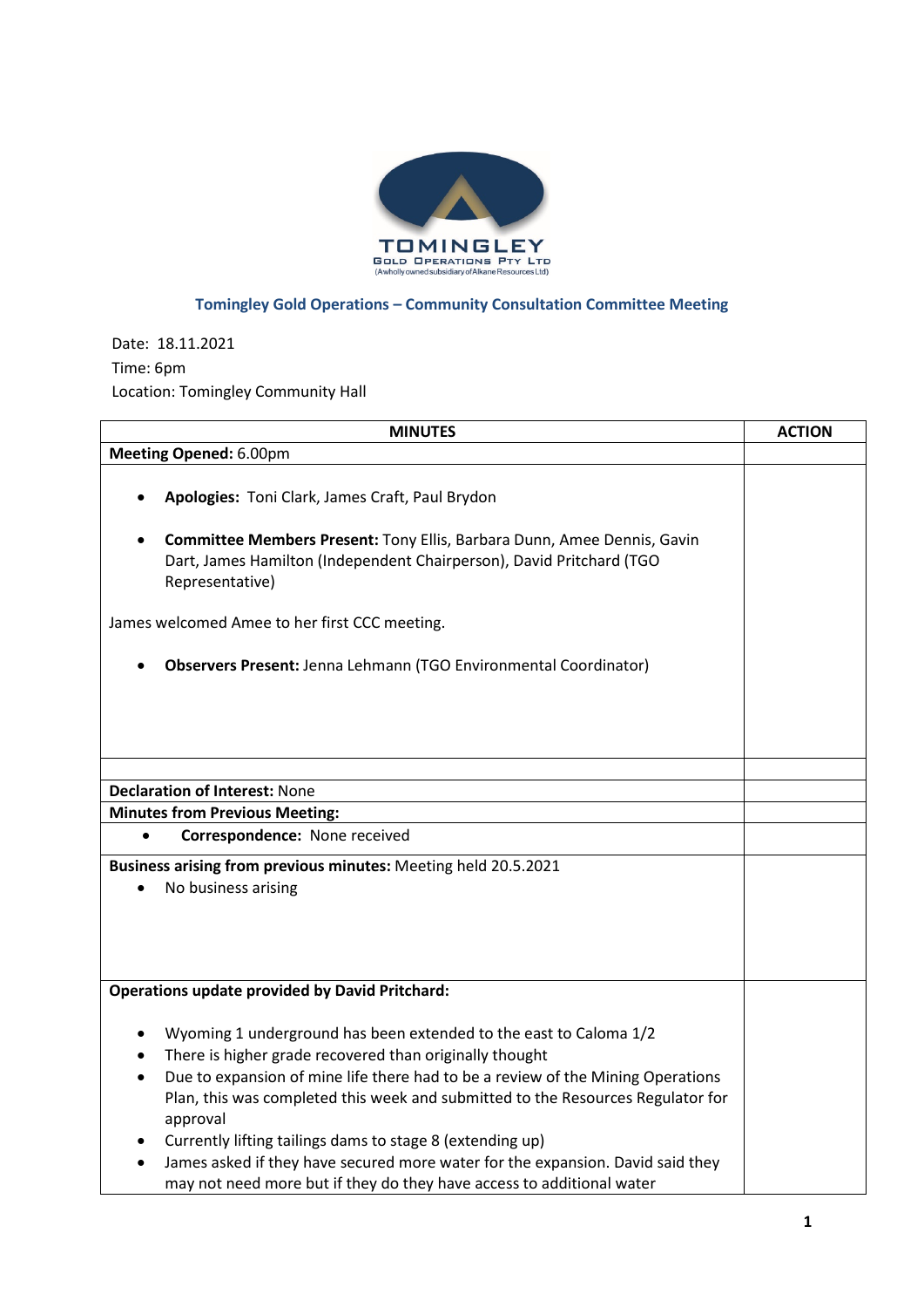TOMINGLEY
GOLD OPERATIONS PTY LTD
(A wholly owned subsidiary of Alkane Resources Ltd)

## Tomingley Gold Operations – Community Consultation Committee Meeting

Date: 18.11.2021
Time: 6pm
Location: Tomingley Community Hall

| MINUTES | ACTION |
|---|---|
| **Meeting Opened:** 6.00pm | |
| • **Apologies:** Toni Clark, James Craft, Paul Brydon<br><br>• **Committee Members Present:** Tony Ellis, Barbara Dunn, Amee Dennis, Gavin Dart, James Hamilton (Independent Chairperson), David Pritchard (TGO Representative)<br><br>James welcomed Amee to her first CCC meeting.<br><br>• **Observers Present:** Jenna Lehmann (TGO Environmental Coordinator) | |
| | |
| **Declaration of Interest:** None | |
| **Minutes from Previous Meeting:** | |
| • **Correspondence:** None received | |
| **Business arising from previous minutes:** Meeting held 20.5.2021<br>• No business arising | |
| **Operations update provided by David Pritchard:**<br><br>• Wyoming 1 underground has been extended to the east to Caloma 1/2<br>• There is higher grade recovered than originally thought<br>• Due to expansion of mine life there had to be a review of the Mining Operations Plan, this was completed this week and submitted to the Resources Regulator for approval<br>• Currently lifting tailings dams to stage 8 (extending up)<br>• James asked if they have secured more water for the expansion. David said they may not need more but if they do they have access to additional water | |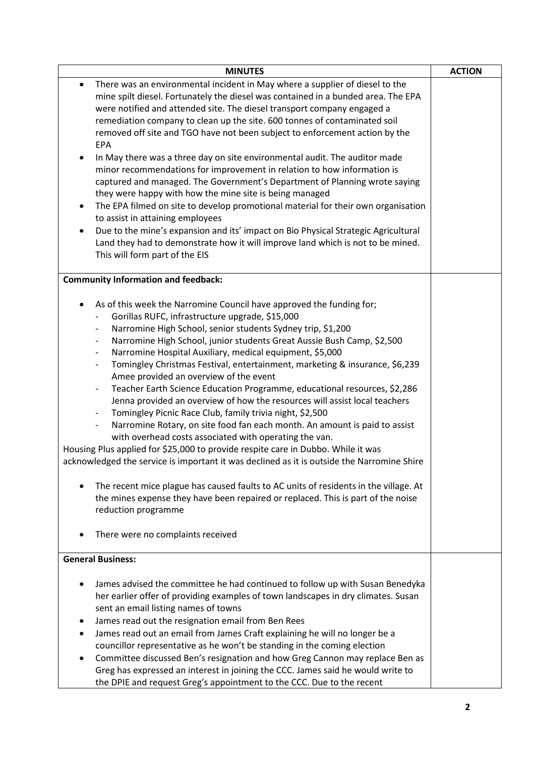| MINUTES | ACTION |
|---|---|
| • There was an environmental incident in May where a supplier of diesel to the mine spilt diesel. Fortunately the diesel was contained in a bunded area. The EPA were notified and attended site. The diesel transport company engaged a remediation company to clean up the site. 600 tonnes of contaminated soil removed off site and TGO have not been subject to enforcement action by the EPA<br>• In May there was a three day on site environmental audit. The auditor made minor recommendations for improvement in relation to how information is captured and managed. The Government's Department of Planning wrote saying they were happy with how the mine site is being managed<br>• The EPA filmed on site to develop promotional material for their own organisation to assist in attaining employees<br>• Due to the mine's expansion and its' impact on Bio Physical Strategic Agricultural Land they had to demonstrate how it will improve land which is not to be mined. This will form part of the EIS | |
| **Community Information and feedback:**<br><br>• As of this week the Narromine Council have approved the funding for;<br>- Gorillas RUFC, infrastructure upgrade, $15,000<br>- Narromine High School, senior students Sydney trip, $1,200<br>- Narromine High School, junior students Great Aussie Bush Camp, $2,500<br>- Narromine Hospital Auxiliary, medical equipment, $5,000<br>- Tomingley Christmas Festival, entertainment, marketing & insurance, $6,239 Amee provided an overview of the event<br>- Teacher Earth Science Education Programme, educational resources, $2,286 Jenna provided an overview of how the resources will assist local teachers<br>- Tomingley Picnic Race Club, family trivia night, $2,500<br>- Narromine Rotary, on site food fan each month. An amount is paid to assist with overhead costs associated with operating the van.<br>Housing Plus applied for $25,000 to provide respite care in Dubbo. While it was acknowledged the service is important it was declined as it is outside the Narromine Shire<br><br>• The recent mice plague has caused faults to AC units of residents in the village. At the mines expense they have been repaired or replaced. This is part of the noise reduction programme<br><br>• There were no complaints received | |
| **General Business:**<br><br>• James advised the committee he had continued to follow up with Susan Benedyka her earlier offer of providing examples of town landscapes in dry climates. Susan sent an email listing names of towns<br>• James read out the resignation email from Ben Rees<br>• James read out an email from James Craft explaining he will no longer be a councillor representative as he won't be standing in the coming election<br>• Committee discussed Ben's resignation and how Greg Cannon may replace Ben as Greg has expressed an interest in joining the CCC. James said he would write to the DPIE and request Greg's appointment to the CCC. Due to the recent | |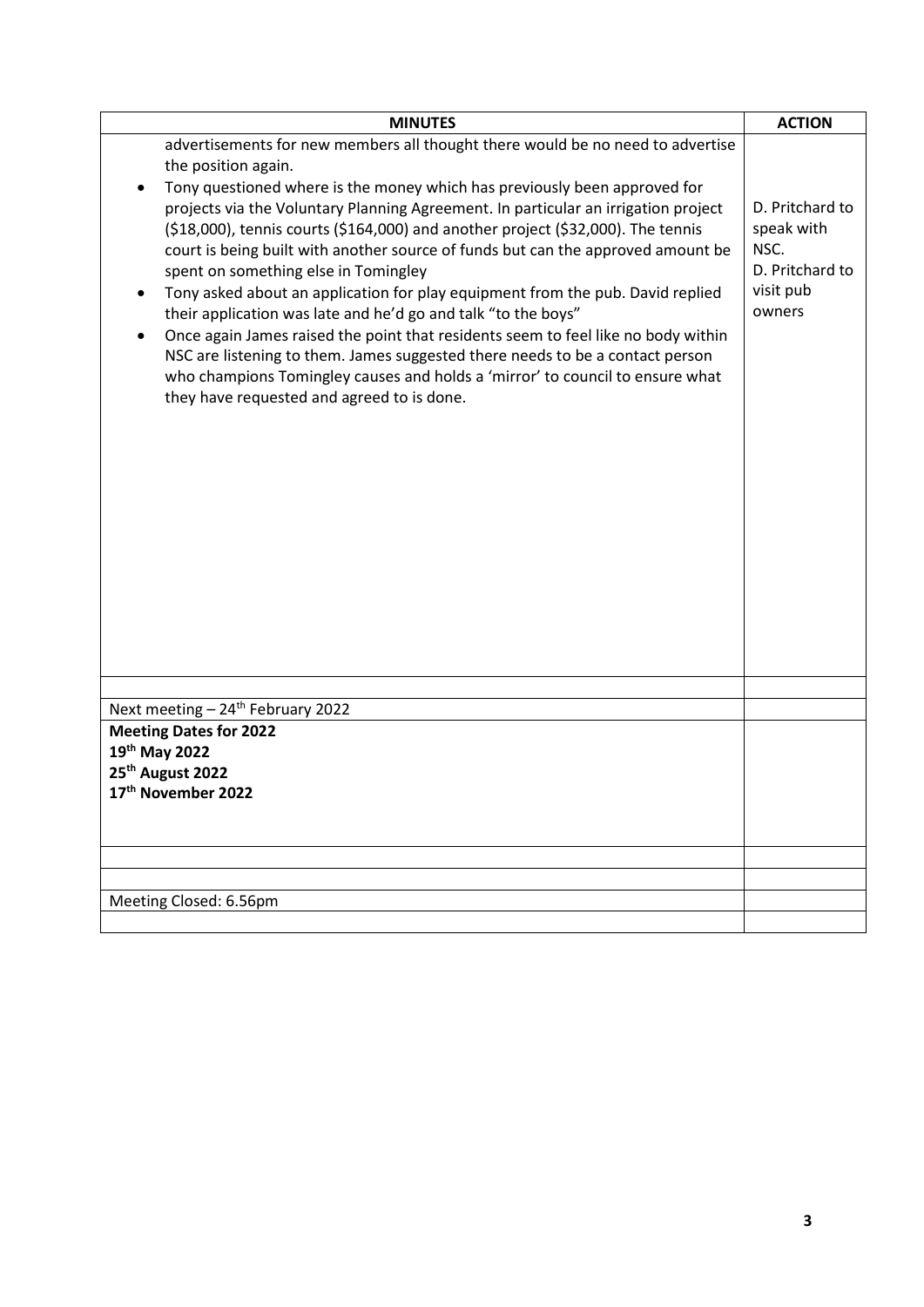| MINUTES | ACTION |
|---|---|
| advertisements for new members all thought there would be no need to advertise the position again.<br>• Tony questioned where is the money which has previously been approved for projects via the Voluntary Planning Agreement. In particular an irrigation project ($18,000), tennis courts ($164,000) and another project ($32,000). The tennis court is being built with another source of funds but can the approved amount be spent on something else in Tomingley<br>• Tony asked about an application for play equipment from the pub. David replied their application was late and he'd go and talk "to the boys"<br>• Once again James raised the point that residents seem to feel like no body within NSC are listening to them. James suggested there needs to be a contact person who champions Tomingley causes and holds a 'mirror' to council to ensure what they have requested and agreed to is done. | D. Pritchard to speak with NSC.<br>D. Pritchard to visit pub owners |
| | |
| Next meeting – 24th February 2022 | |
| **Meeting Dates for 2022**<br>**19th May 2022**<br>**25th August 2022**<br>**17th November 2022** | |
| | |
| | |
| Meeting Closed: 6.56pm | |
| | |